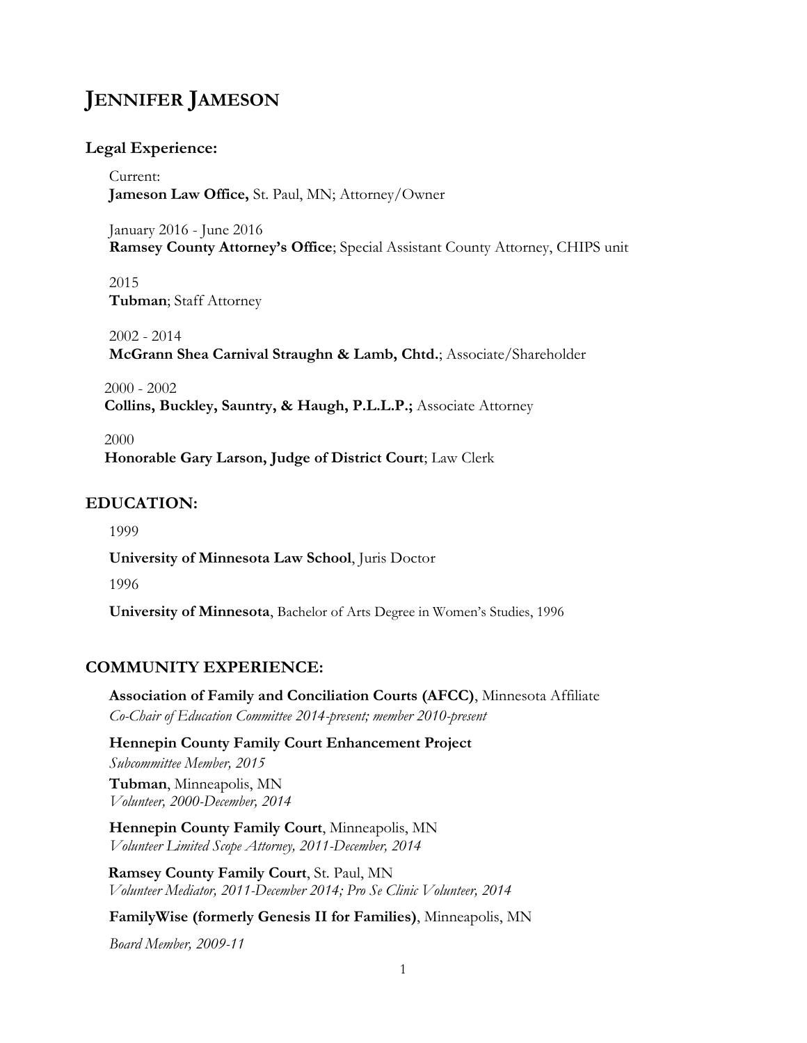# JENNIFER JAMESON

## Legal Experience:

Current:
**Jameson Law Office,** St. Paul, MN; Attorney/Owner

January 2016 - June 2016
**Ramsey County Attorney's Office**; Special Assistant County Attorney, CHIPS unit

2015
**Tubman**; Staff Attorney

2002 - 2014
**McGrann Shea Carnival Straughn & Lamb, Chtd.**; Associate/Shareholder

2000 - 2002
**Collins, Buckley, Sauntry, & Haugh, P.L.L.P.;** Associate Attorney

2000
**Honorable Gary Larson, Judge of District Court**; Law Clerk

## EDUCATION:

1999

**University of Minnesota Law School**, Juris Doctor

1996

**University of Minnesota**, Bachelor of Arts Degree in Women's Studies, 1996

## COMMUNITY EXPERIENCE:

**Association of Family and Conciliation Courts (AFCC)**, Minnesota Affiliate
*Co-Chair of Education Committee 2014-present; member 2010-present*

**Hennepin County Family Court Enhancement Project**
*Subcommittee Member, 2015*

**Tubman**, Minneapolis, MN
*Volunteer, 2000-December, 2014*

**Hennepin County Family Court**, Minneapolis, MN
*Volunteer Limited Scope Attorney, 2011-December, 2014*

**Ramsey County Family Court**, St. Paul, MN
*Volunteer Mediator, 2011-December 2014; Pro Se Clinic Volunteer, 2014*

**FamilyWise (formerly Genesis II for Families)**, Minneapolis, MN

*Board Member, 2009-11*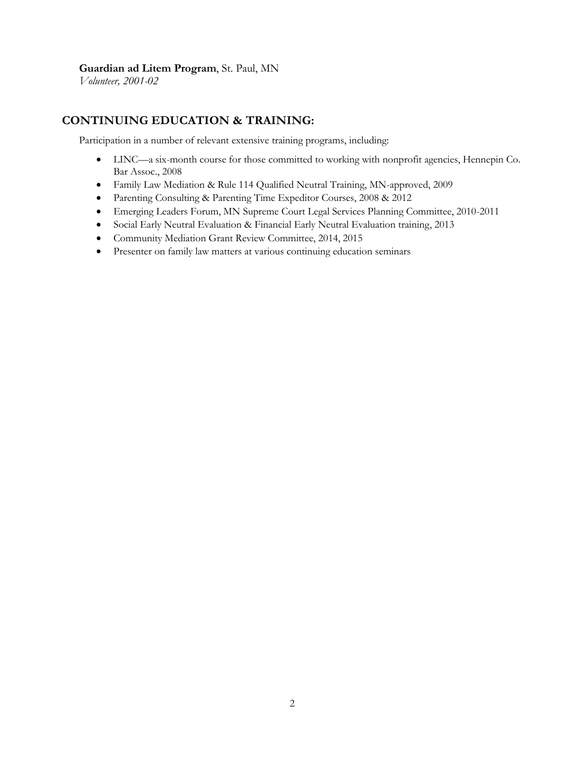**Guardian ad Litem Program**, St. Paul, MN
*Volunteer, 2001-02*

## CONTINUING EDUCATION & TRAINING:

Participation in a number of relevant extensive training programs, including:

- LINC—a six-month course for those committed to working with nonprofit agencies, Hennepin Co. Bar Assoc., 2008
- Family Law Mediation & Rule 114 Qualified Neutral Training, MN-approved, 2009
- Parenting Consulting & Parenting Time Expeditor Courses, 2008 & 2012
- Emerging Leaders Forum, MN Supreme Court Legal Services Planning Committee, 2010-2011
- Social Early Neutral Evaluation & Financial Early Neutral Evaluation training, 2013
- Community Mediation Grant Review Committee, 2014, 2015
- Presenter on family law matters at various continuing education seminars